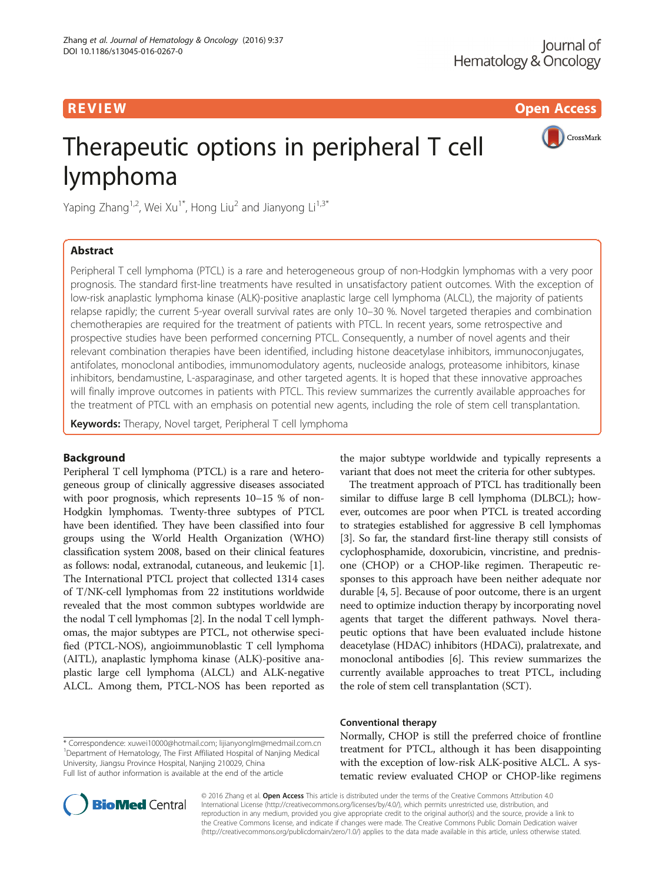REVIEW Open Access

# Therapeutic options in peripheral T cell lymphoma

Yaping Zhang[1,2], Wei Xu[1*], Hong Liu[2] and Jianyong Li[1,3*]

## Abstract

Peripheral T cell lymphoma (PTCL) is a rare and heterogeneous group of non-Hodgkin lymphomas with a very poor prognosis. The standard first-line treatments have resulted in unsatisfactory patient outcomes. With the exception of low-risk anaplastic lymphoma kinase (ALK)-positive anaplastic large cell lymphoma (ALCL), the majority of patients relapse rapidly; the current 5-year overall survival rates are only 10–30 %. Novel targeted therapies and combination chemotherapies are required for the treatment of patients with PTCL. In recent years, some retrospective and prospective studies have been performed concerning PTCL. Consequently, a number of novel agents and their relevant combination therapies have been identified, including histone deacetylase inhibitors, immunoconjugates, antifolates, monoclonal antibodies, immunomodulatory agents, nucleoside analogs, proteasome inhibitors, kinase inhibitors, bendamustine, L-asparaginase, and other targeted agents. It is hoped that these innovative approaches will finally improve outcomes in patients with PTCL. This review summarizes the currently available approaches for the treatment of PTCL with an emphasis on potential new agents, including the role of stem cell transplantation.

**Keywords:** Therapy, Novel target, Peripheral T cell lymphoma

## Background

Peripheral T cell lymphoma (PTCL) is a rare and heterogeneous group of clinically aggressive diseases associated with poor prognosis, which represents 10–15 % of non-Hodgkin lymphomas. Twenty-three subtypes of PTCL have been identified. They have been classified into four groups using the World Health Organization (WHO) classification system 2008, based on their clinical features as follows: nodal, extranodal, cutaneous, and leukemic [1]. The International PTCL project that collected 1314 cases of T/NK-cell lymphomas from 22 institutions worldwide revealed that the most common subtypes worldwide are the nodal T cell lymphomas [2]. In the nodal T cell lymphomas, the major subtypes are PTCL, not otherwise specified (PTCL-NOS), angioimmunoblastic T cell lymphoma (AITL), anaplastic lymphoma kinase (ALK)-positive anaplastic large cell lymphoma (ALCL) and ALK-negative ALCL. Among them, PTCL-NOS has been reported as the major subtype worldwide and typically represents a variant that does not meet the criteria for other subtypes.

The treatment approach of PTCL has traditionally been similar to diffuse large B cell lymphoma (DLBCL); however, outcomes are poor when PTCL is treated according to strategies established for aggressive B cell lymphomas [3]. So far, the standard first-line therapy still consists of cyclophosphamide, doxorubicin, vincristine, and prednisone (CHOP) or a CHOP-like regimen. Therapeutic responses to this approach have been neither adequate nor durable [4, 5]. Because of poor outcome, there is an urgent need to optimize induction therapy by incorporating novel agents that target the different pathways. Novel therapeutic options that have been evaluated include histone deacetylase (HDAC) inhibitors (HDACi), pralatrexate, and monoclonal antibodies [6]. This review summarizes the currently available approaches to treat PTCL, including the role of stem cell transplantation (SCT).

### Conventional therapy

Normally, CHOP is still the preferred choice of frontline treatment for PTCL, although it has been disappointing with the exception of low-risk ALK-positive ALCL. A systematic review evaluated CHOP or CHOP-like regimens

\* Correspondence: xuwei10000@hotmail.com; lijianyonglm@medmail.com.cn
[1]Department of Hematology, The First Affiliated Hospital of Nanjing Medical University, Jiangsu Province Hospital, Nanjing 210029, China
Full list of author information is available at the end of the article

© 2016 Zhang et al. **Open Access** This article is distributed under the terms of the Creative Commons Attribution 4.0 International License (http://creativecommons.org/licenses/by/4.0/), which permits unrestricted use, distribution, and reproduction in any medium, provided you give appropriate credit to the original author(s) and the source, provide a link to the Creative Commons license, and indicate if changes were made. The Creative Commons Public Domain Dedication waiver (http://creativecommons.org/publicdomain/zero/1.0/) applies to the data made available in this article, unless otherwise stated.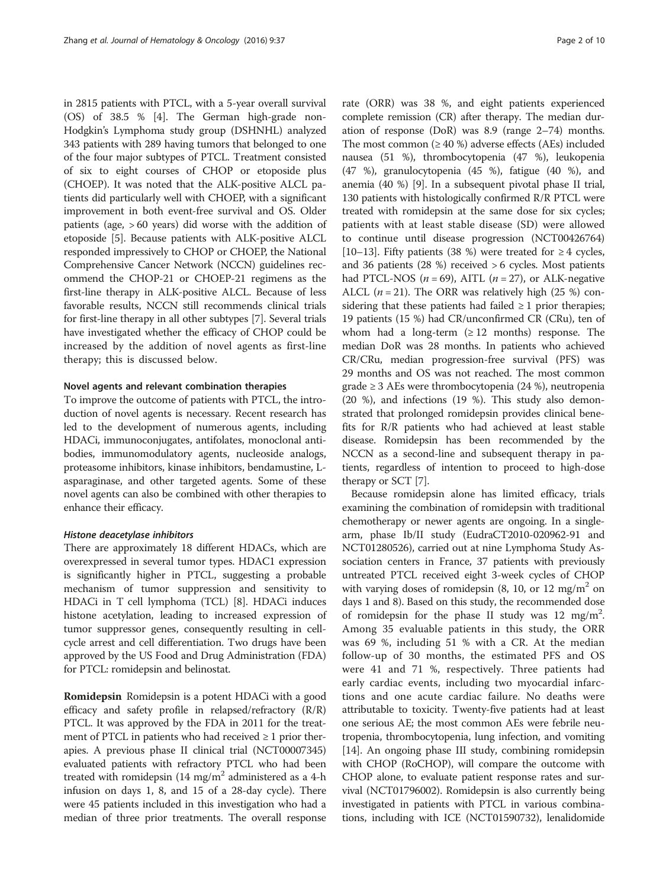in 2815 patients with PTCL, with a 5-year overall survival (OS) of 38.5 % [4]. The German high-grade non-Hodgkin's Lymphoma study group (DSHNHL) analyzed 343 patients with 289 having tumors that belonged to one of the four major subtypes of PTCL. Treatment consisted of six to eight courses of CHOP or etoposide plus (CHOEP). It was noted that the ALK-positive ALCL patients did particularly well with CHOEP, with a significant improvement in both event-free survival and OS. Older patients (age, > 60 years) did worse with the addition of etoposide [5]. Because patients with ALK-positive ALCL responded impressively to CHOP or CHOEP, the National Comprehensive Cancer Network (NCCN) guidelines recommend the CHOP-21 or CHOEP-21 regimens as the first-line therapy in ALK-positive ALCL. Because of less favorable results, NCCN still recommends clinical trials for first-line therapy in all other subtypes [7]. Several trials have investigated whether the efficacy of CHOP could be increased by the addition of novel agents as first-line therapy; this is discussed below.

#### Novel agents and relevant combination therapies

To improve the outcome of patients with PTCL, the introduction of novel agents is necessary. Recent research has led to the development of numerous agents, including HDACi, immunoconjugates, antifolates, monoclonal antibodies, immunomodulatory agents, nucleoside analogs, proteasome inhibitors, kinase inhibitors, bendamustine, L-asparaginase, and other targeted agents. Some of these novel agents can also be combined with other therapies to enhance their efficacy.

##### *Histone deacetylase inhibitors*

There are approximately 18 different HDACs, which are overexpressed in several tumor types. HDAC1 expression is significantly higher in PTCL, suggesting a probable mechanism of tumor suppression and sensitivity to HDACi in T cell lymphoma (TCL) [8]. HDACi induces histone acetylation, leading to increased expression of tumor suppressor genes, consequently resulting in cell-cycle arrest and cell differentiation. Two drugs have been approved by the US Food and Drug Administration (FDA) for PTCL: romidepsin and belinostat.

**Romidepsin** Romidepsin is a potent HDACi with a good efficacy and safety profile in relapsed/refractory (R/R) PTCL. It was approved by the FDA in 2011 for the treatment of PTCL in patients who had received ≥ 1 prior therapies. A previous phase II clinical trial (NCT00007345) evaluated patients with refractory PTCL who had been treated with romidepsin (14 mg/m$^2$ administered as a 4-h infusion on days 1, 8, and 15 of a 28-day cycle). There were 45 patients included in this investigation who had a median of three prior treatments. The overall response rate (ORR) was 38 %, and eight patients experienced complete remission (CR) after therapy. The median duration of response (DoR) was 8.9 (range 2–74) months. The most common (≥ 40 %) adverse effects (AEs) included nausea (51 %), thrombocytopenia (47 %), leukopenia (47 %), granulocytopenia (45 %), fatigue (40 %), and anemia (40 %) [9]. In a subsequent pivotal phase II trial, 130 patients with histologically confirmed R/R PTCL were treated with romidepsin at the same dose for six cycles; patients with at least stable disease (SD) were allowed to continue until disease progression (NCT00426764) [10–13]. Fifty patients (38 %) were treated for ≥ 4 cycles, and 36 patients (28 %) received > 6 cycles. Most patients had PTCL-NOS (*n* = 69), AITL (*n* = 27), or ALK-negative ALCL (*n* = 21). The ORR was relatively high (25 %) considering that these patients had failed ≥ 1 prior therapies; 19 patients (15 %) had CR/unconfirmed CR (CRu), ten of whom had a long-term (≥ 12 months) response. The median DoR was 28 months. In patients who achieved CR/CRu, median progression-free survival (PFS) was 29 months and OS was not reached. The most common grade ≥ 3 AEs were thrombocytopenia (24 %), neutropenia (20 %), and infections (19 %). This study also demonstrated that prolonged romidepsin provides clinical benefits for R/R patients who had achieved at least stable disease. Romidepsin has been recommended by the NCCN as a second-line and subsequent therapy in patients, regardless of intention to proceed to high-dose therapy or SCT [7].

Because romidepsin alone has limited efficacy, trials examining the combination of romidepsin with traditional chemotherapy or newer agents are ongoing. In a single-arm, phase Ib/II study (EudraCT2010-020962-91 and NCT01280526), carried out at nine Lymphoma Study Association centers in France, 37 patients with previously untreated PTCL received eight 3-week cycles of CHOP with varying doses of romidepsin (8, 10, or 12 mg/m$^2$ on days 1 and 8). Based on this study, the recommended dose of romidepsin for the phase II study was 12 mg/m$^2$. Among 35 evaluable patients in this study, the ORR was 69 %, including 51 % with a CR. At the median follow-up of 30 months, the estimated PFS and OS were 41 and 71 %, respectively. Three patients had early cardiac events, including two myocardial infarctions and one acute cardiac failure. No deaths were attributable to toxicity. Twenty-five patients had at least one serious AE; the most common AEs were febrile neutropenia, thrombocytopenia, lung infection, and vomiting [14]. An ongoing phase III study, combining romidepsin with CHOP (RoCHOP), will compare the outcome with CHOP alone, to evaluate patient response rates and survival (NCT01796002). Romidepsin is also currently being investigated in patients with PTCL in various combinations, including with ICE (NCT01590732), lenalidomide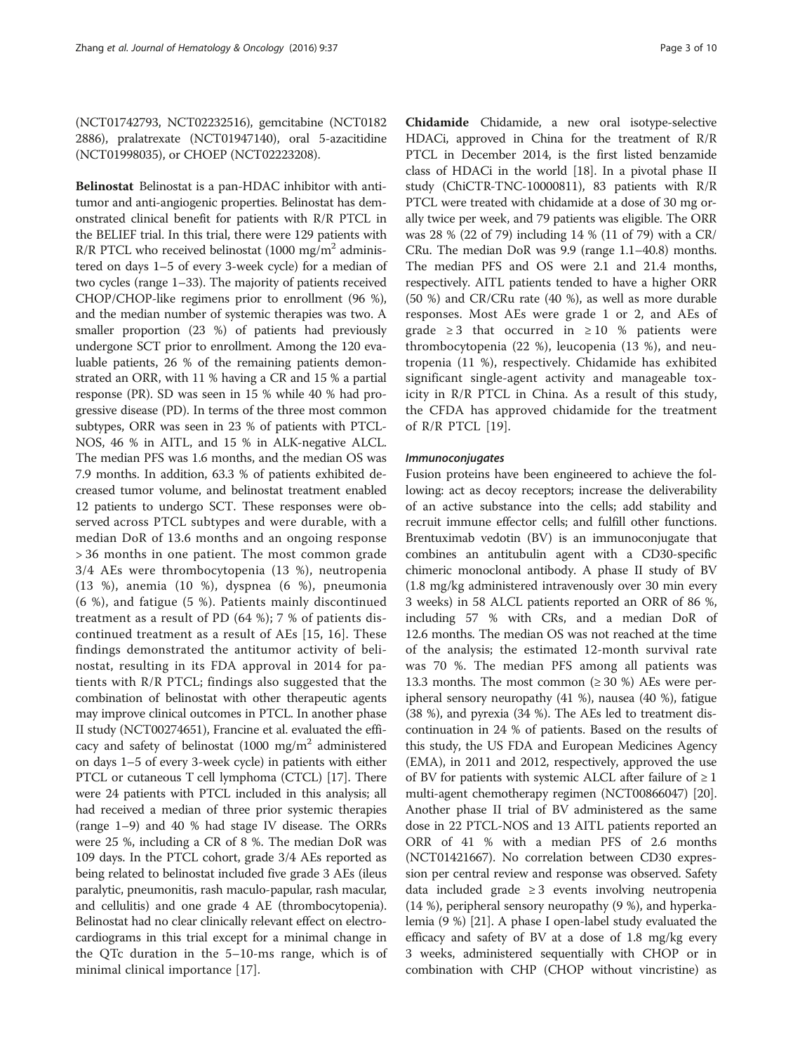(NCT01742793, NCT02232516), gemcitabine (NCT01822886), pralatrexate (NCT01947140), oral 5-azacitidine (NCT01998035), or CHOEP (NCT02223208).

**Belinostat** Belinostat is a pan-HDAC inhibitor with antitumor and anti-angiogenic properties. Belinostat has demonstrated clinical benefit for patients with R/R PTCL in the BELIEF trial. In this trial, there were 129 patients with R/R PTCL who received belinostat (1000 mg/m$^2$ administered on days 1–5 of every 3-week cycle) for a median of two cycles (range 1–33). The majority of patients received CHOP/CHOP-like regimens prior to enrollment (96 %), and the median number of systemic therapies was two. A smaller proportion (23 %) of patients had previously undergone SCT prior to enrollment. Among the 120 evaluable patients, 26 % of the remaining patients demonstrated an ORR, with 11 % having a CR and 15 % a partial response (PR). SD was seen in 15 % while 40 % had progressive disease (PD). In terms of the three most common subtypes, ORR was seen in 23 % of patients with PTCL-NOS, 46 % in AITL, and 15 % in ALK-negative ALCL. The median PFS was 1.6 months, and the median OS was 7.9 months. In addition, 63.3 % of patients exhibited decreased tumor volume, and belinostat treatment enabled 12 patients to undergo SCT. These responses were observed across PTCL subtypes and were durable, with a median DoR of 13.6 months and an ongoing response > 36 months in one patient. The most common grade 3/4 AEs were thrombocytopenia (13 %), neutropenia (13 %), anemia (10 %), dyspnea (6 %), pneumonia (6 %), and fatigue (5 %). Patients mainly discontinued treatment as a result of PD (64 %); 7 % of patients discontinued treatment as a result of AEs [15, 16]. These findings demonstrated the antitumor activity of belinostat, resulting in its FDA approval in 2014 for patients with R/R PTCL; findings also suggested that the combination of belinostat with other therapeutic agents may improve clinical outcomes in PTCL. In another phase II study (NCT00274651), Francine et al. evaluated the efficacy and safety of belinostat (1000 mg/m$^2$ administered on days 1–5 of every 3-week cycle) in patients with either PTCL or cutaneous T cell lymphoma (CTCL) [17]. There were 24 patients with PTCL included in this analysis; all had received a median of three prior systemic therapies (range 1–9) and 40 % had stage IV disease. The ORRs were 25 %, including a CR of 8 %. The median DoR was 109 days. In the PTCL cohort, grade 3/4 AEs reported as being related to belinostat included five grade 3 AEs (ileus paralytic, pneumonitis, rash maculo-papular, rash macular, and cellulitis) and one grade 4 AE (thrombocytopenia). Belinostat had no clear clinically relevant effect on electrocardiograms in this trial except for a minimal change in the QTc duration in the 5–10-ms range, which is of minimal clinical importance [17].

**Chidamide** Chidamide, a new oral isotype-selective HDACi, approved in China for the treatment of R/R PTCL in December 2014, is the first listed benzamide class of HDACi in the world [18]. In a pivotal phase II study (ChiCTR-TNC-10000811), 83 patients with R/R PTCL were treated with chidamide at a dose of 30 mg orally twice per week, and 79 patients was eligible. The ORR was 28 % (22 of 79) including 14 % (11 of 79) with a CR/CRu. The median DoR was 9.9 (range 1.1–40.8) months. The median PFS and OS were 2.1 and 21.4 months, respectively. AITL patients tended to have a higher ORR (50 %) and CR/CRu rate (40 %), as well as more durable responses. Most AEs were grade 1 or 2, and AEs of grade ≥ 3 that occurred in ≥ 10 % patients were thrombocytopenia (22 %), leucopenia (13 %), and neutropenia (11 %), respectively. Chidamide has exhibited significant single-agent activity and manageable toxicity in R/R PTCL in China. As a result of this study, the CFDA has approved chidamide for the treatment of R/R PTCL [19].

#### *Immunoconjugates*

Fusion proteins have been engineered to achieve the following: act as decoy receptors; increase the deliverability of an active substance into the cells; add stability and recruit immune effector cells; and fulfill other functions. Brentuximab vedotin (BV) is an immunoconjugate that combines an antitubulin agent with a CD30-specific chimeric monoclonal antibody. A phase II study of BV (1.8 mg/kg administered intravenously over 30 min every 3 weeks) in 58 ALCL patients reported an ORR of 86 %, including 57 % with CRs, and a median DoR of 12.6 months. The median OS was not reached at the time of the analysis; the estimated 12-month survival rate was 70 %. The median PFS among all patients was 13.3 months. The most common (≥ 30 %) AEs were peripheral sensory neuropathy (41 %), nausea (40 %), fatigue (38 %), and pyrexia (34 %). The AEs led to treatment discontinuation in 24 % of patients. Based on the results of this study, the US FDA and European Medicines Agency (EMA), in 2011 and 2012, respectively, approved the use of BV for patients with systemic ALCL after failure of ≥ 1 multi-agent chemotherapy regimen (NCT00866047) [20]. Another phase II trial of BV administered as the same dose in 22 PTCL-NOS and 13 AITL patients reported an ORR of 41 % with a median PFS of 2.6 months (NCT01421667). No correlation between CD30 expression per central review and response was observed. Safety data included grade ≥ 3 events involving neutropenia (14 %), peripheral sensory neuropathy (9 %), and hyperkalemia (9 %) [21]. A phase I open-label study evaluated the efficacy and safety of BV at a dose of 1.8 mg/kg every 3 weeks, administered sequentially with CHOP or in combination with CHP (CHOP without vincristine) as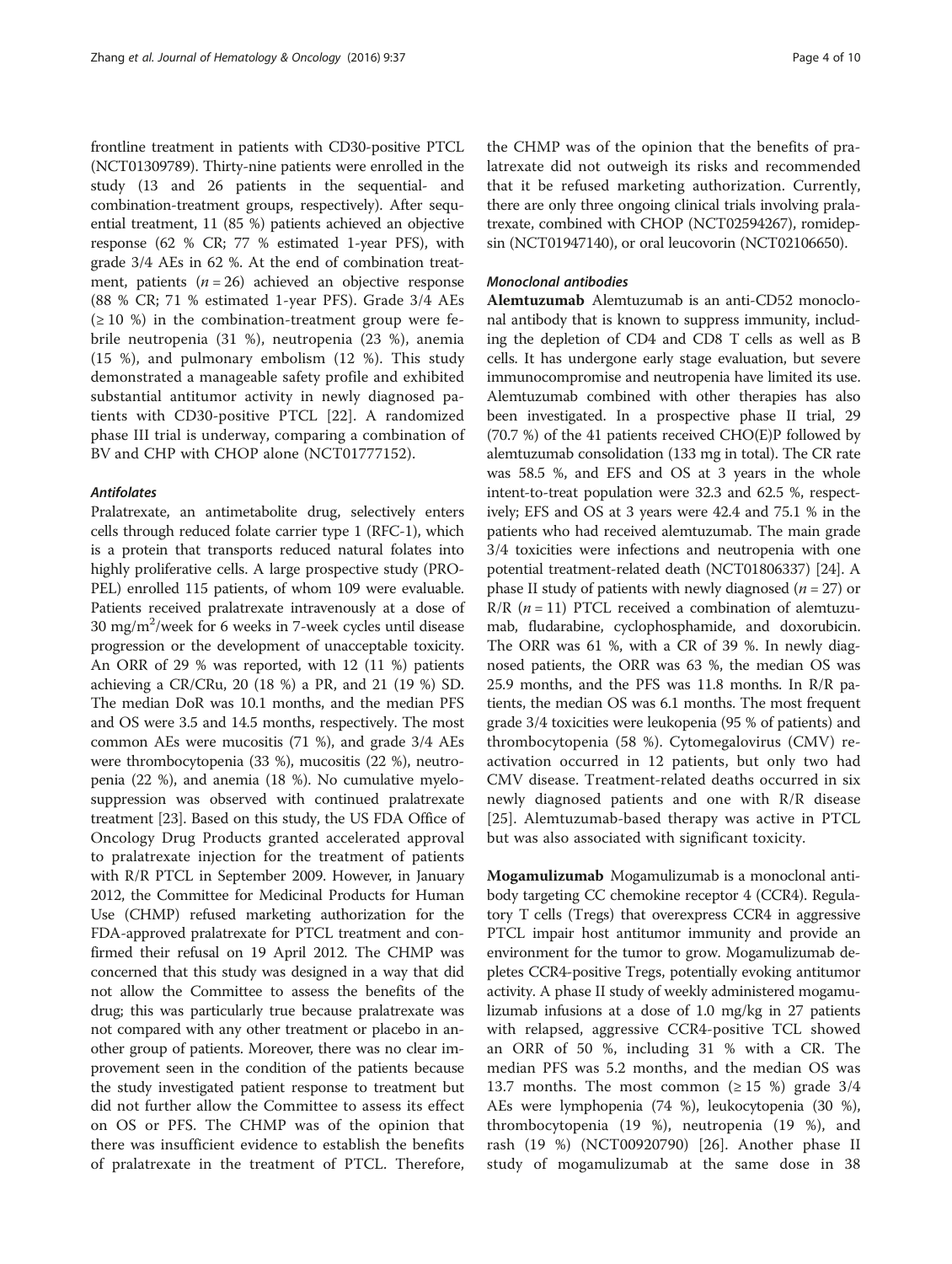frontline treatment in patients with CD30-positive PTCL (NCT01309789). Thirty-nine patients were enrolled in the study (13 and 26 patients in the sequential- and combination-treatment groups, respectively). After sequential treatment, 11 (85 %) patients achieved an objective response (62 % CR; 77 % estimated 1-year PFS), with grade 3/4 AEs in 62 %. At the end of combination treatment, patients ($n = 26$) achieved an objective response (88 % CR; 71 % estimated 1-year PFS). Grade 3/4 AEs (≥ 10 %) in the combination-treatment group were febrile neutropenia (31 %), neutropenia (23 %), anemia (15 %), and pulmonary embolism (12 %). This study demonstrated a manageable safety profile and exhibited substantial antitumor activity in newly diagnosed patients with CD30-positive PTCL [22]. A randomized phase III trial is underway, comparing a combination of BV and CHP with CHOP alone (NCT01777152).

#### *Antifolates*

Pralatrexate, an antimetabolite drug, selectively enters cells through reduced folate carrier type 1 (RFC-1), which is a protein that transports reduced natural folates into highly proliferative cells. A large prospective study (PROPEL) enrolled 115 patients, of whom 109 were evaluable. Patients received pralatrexate intravenously at a dose of 30 $mg/m^2$/week for 6 weeks in 7-week cycles until disease progression or the development of unacceptable toxicity. An ORR of 29 % was reported, with 12 (11 %) patients achieving a CR/CRu, 20 (18 %) a PR, and 21 (19 %) SD. The median DoR was 10.1 months, and the median PFS and OS were 3.5 and 14.5 months, respectively. The most common AEs were mucositis (71 %), and grade 3/4 AEs were thrombocytopenia (33 %), mucositis (22 %), neutropenia (22 %), and anemia (18 %). No cumulative myelosuppression was observed with continued pralatrexate treatment [23]. Based on this study, the US FDA Office of Oncology Drug Products granted accelerated approval to pralatrexate injection for the treatment of patients with R/R PTCL in September 2009. However, in January 2012, the Committee for Medicinal Products for Human Use (CHMP) refused marketing authorization for the FDA-approved pralatrexate for PTCL treatment and confirmed their refusal on 19 April 2012. The CHMP was concerned that this study was designed in a way that did not allow the Committee to assess the benefits of the drug; this was particularly true because pralatrexate was not compared with any other treatment or placebo in another group of patients. Moreover, there was no clear improvement seen in the condition of the patients because the study investigated patient response to treatment but did not further allow the Committee to assess its effect on OS or PFS. The CHMP was of the opinion that there was insufficient evidence to establish the benefits of pralatrexate in the treatment of PTCL. Therefore, the CHMP was of the opinion that the benefits of pralatrexate did not outweigh its risks and recommended that it be refused marketing authorization. Currently, there are only three ongoing clinical trials involving pralatrexate, combined with CHOP (NCT02594267), romidepsin (NCT01947140), or oral leucovorin (NCT02106650).

#### *Monoclonal antibodies*

**Alemtuzumab** Alemtuzumab is an anti-CD52 monoclonal antibody that is known to suppress immunity, including the depletion of CD4 and CD8 T cells as well as B cells. It has undergone early stage evaluation, but severe immunocompromise and neutropenia have limited its use. Alemtuzumab combined with other therapies has also been investigated. In a prospective phase II trial, 29 (70.7 %) of the 41 patients received CHO(E)P followed by alemtuzumab consolidation (133 mg in total). The CR rate was 58.5 %, and EFS and OS at 3 years in the whole intent-to-treat population were 32.3 and 62.5 %, respectively; EFS and OS at 3 years were 42.4 and 75.1 % in the patients who had received alemtuzumab. The main grade 3/4 toxicities were infections and neutropenia with one potential treatment-related death (NCT01806337) [24]. A phase II study of patients with newly diagnosed ($n = 27$) or R/R ($n = 11$) PTCL received a combination of alemtuzumab, fludarabine, cyclophosphamide, and doxorubicin. The ORR was 61 %, with a CR of 39 %. In newly diagnosed patients, the ORR was 63 %, the median OS was 25.9 months, and the PFS was 11.8 months. In R/R patients, the median OS was 6.1 months. The most frequent grade 3/4 toxicities were leukopenia (95 % of patients) and thrombocytopenia (58 %). Cytomegalovirus (CMV) reactivation occurred in 12 patients, but only two had CMV disease. Treatment-related deaths occurred in six newly diagnosed patients and one with R/R disease [25]. Alemtuzumab-based therapy was active in PTCL but was also associated with significant toxicity.

**Mogamulizumab** Mogamulizumab is a monoclonal antibody targeting CC chemokine receptor 4 (CCR4). Regulatory T cells (Tregs) that overexpress CCR4 in aggressive PTCL impair host antitumor immunity and provide an environment for the tumor to grow. Mogamulizumab depletes CCR4-positive Tregs, potentially evoking antitumor activity. A phase II study of weekly administered mogamulizumab infusions at a dose of 1.0 mg/kg in 27 patients with relapsed, aggressive CCR4-positive TCL showed an ORR of 50 %, including 31 % with a CR. The median PFS was 5.2 months, and the median OS was 13.7 months. The most common (≥ 15 %) grade 3/4 AEs were lymphopenia (74 %), leukocytopenia (30 %), thrombocytopenia (19 %), neutropenia (19 %), and rash (19 %) (NCT00920790) [26]. Another phase II study of mogamulizumab at the same dose in 38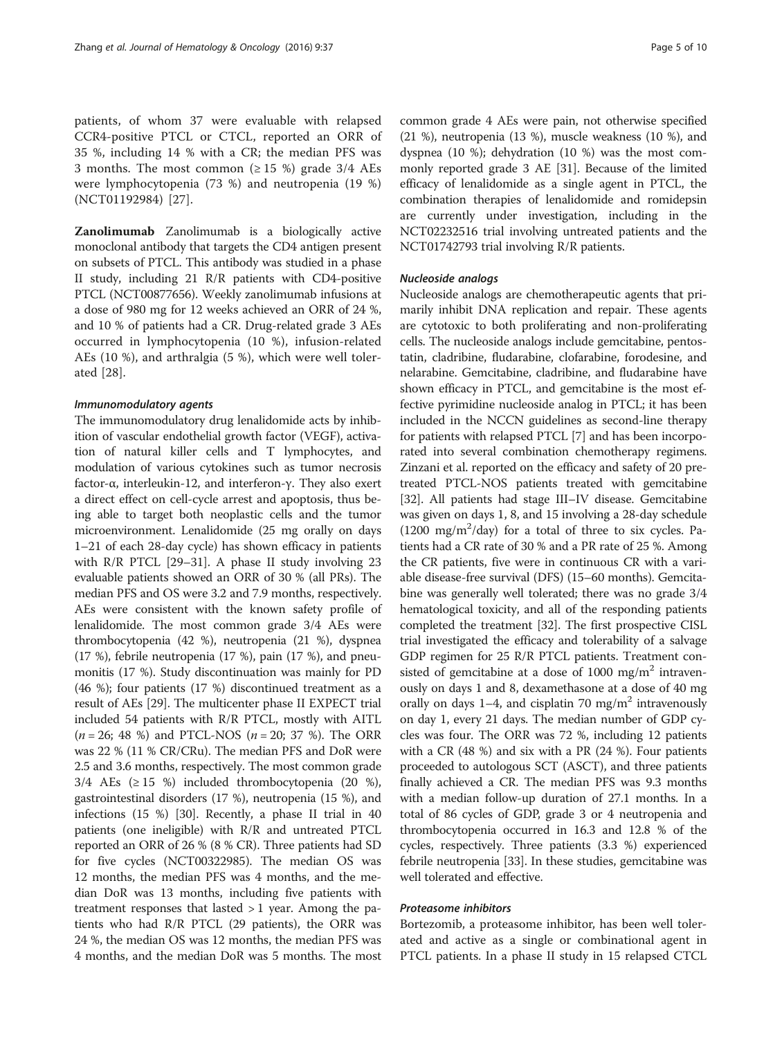patients, of whom 37 were evaluable with relapsed CCR4-positive PTCL or CTCL, reported an ORR of 35 %, including 14 % with a CR; the median PFS was 3 months. The most common (≥ 15 %) grade 3/4 AEs were lymphocytopenia (73 %) and neutropenia (19 %) (NCT01192984) [27].

**Zanolimumab** Zanolimumab is a biologically active monoclonal antibody that targets the CD4 antigen present on subsets of PTCL. This antibody was studied in a phase II study, including 21 R/R patients with CD4-positive PTCL (NCT00877656). Weekly zanolimumab infusions at a dose of 980 mg for 12 weeks achieved an ORR of 24 %, and 10 % of patients had a CR. Drug-related grade 3 AEs occurred in lymphocytopenia (10 %), infusion-related AEs (10 %), and arthralgia (5 %), which were well tolerated [28].

### *Immunomodulatory agents*

The immunomodulatory drug lenalidomide acts by inhibition of vascular endothelial growth factor (VEGF), activation of natural killer cells and T lymphocytes, and modulation of various cytokines such as tumor necrosis factor-α, interleukin-12, and interferon-γ. They also exert a direct effect on cell-cycle arrest and apoptosis, thus being able to target both neoplastic cells and the tumor microenvironment. Lenalidomide (25 mg orally on days 1–21 of each 28-day cycle) has shown efficacy in patients with R/R PTCL [29–31]. A phase II study involving 23 evaluable patients showed an ORR of 30 % (all PRs). The median PFS and OS were 3.2 and 7.9 months, respectively. AEs were consistent with the known safety profile of lenalidomide. The most common grade 3/4 AEs were thrombocytopenia (42 %), neutropenia (21 %), dyspnea (17 %), febrile neutropenia (17 %), pain (17 %), and pneumonitis (17 %). Study discontinuation was mainly for PD (46 %); four patients (17 %) discontinued treatment as a result of AEs [29]. The multicenter phase II EXPECT trial included 54 patients with R/R PTCL, mostly with AITL ($n$ = 26; 48 %) and PTCL-NOS ($n$ = 20; 37 %). The ORR was 22 % (11 % CR/CRu). The median PFS and DoR were 2.5 and 3.6 months, respectively. The most common grade 3/4 AEs (≥ 15 %) included thrombocytopenia (20 %), gastrointestinal disorders (17 %), neutropenia (15 %), and infections (15 %) [30]. Recently, a phase II trial in 40 patients (one ineligible) with R/R and untreated PTCL reported an ORR of 26 % (8 % CR). Three patients had SD for five cycles (NCT00322985). The median OS was 12 months, the median PFS was 4 months, and the median DoR was 13 months, including five patients with treatment responses that lasted > 1 year. Among the patients who had R/R PTCL (29 patients), the ORR was 24 %, the median OS was 12 months, the median PFS was 4 months, and the median DoR was 5 months. The most common grade 4 AEs were pain, not otherwise specified (21 %), neutropenia (13 %), muscle weakness (10 %), and dyspnea (10 %); dehydration (10 %) was the most commonly reported grade 3 AE [31]. Because of the limited efficacy of lenalidomide as a single agent in PTCL, the combination therapies of lenalidomide and romidepsin are currently under investigation, including in the NCT02232516 trial involving untreated patients and the NCT01742793 trial involving R/R patients.

### *Nucleoside analogs*

Nucleoside analogs are chemotherapeutic agents that primarily inhibit DNA replication and repair. These agents are cytotoxic to both proliferating and non-proliferating cells. The nucleoside analogs include gemcitabine, pentostatin, cladribine, fludarabine, clofarabine, forodesine, and nelarabine. Gemcitabine, cladribine, and fludarabine have shown efficacy in PTCL, and gemcitabine is the most effective pyrimidine nucleoside analog in PTCL; it has been included in the NCCN guidelines as second-line therapy for patients with relapsed PTCL [7] and has been incorporated into several combination chemotherapy regimens. Zinzani et al. reported on the efficacy and safety of 20 pretreated PTCL-NOS patients treated with gemcitabine [32]. All patients had stage III–IV disease. Gemcitabine was given on days 1, 8, and 15 involving a 28-day schedule (1200 $mg/m^2$/day) for a total of three to six cycles. Patients had a CR rate of 30 % and a PR rate of 25 %. Among the CR patients, five were in continuous CR with a variable disease-free survival (DFS) (15–60 months). Gemcitabine was generally well tolerated; there was no grade 3/4 hematological toxicity, and all of the responding patients completed the treatment [32]. The first prospective CISL trial investigated the efficacy and tolerability of a salvage GDP regimen for 25 R/R PTCL patients. Treatment consisted of gemcitabine at a dose of 1000 $mg/m^2$ intravenously on days 1 and 8, dexamethasone at a dose of 40 mg orally on days 1–4, and cisplatin 70 $mg/m^2$ intravenously on day 1, every 21 days. The median number of GDP cycles was four. The ORR was 72 %, including 12 patients with a CR (48 %) and six with a PR (24 %). Four patients proceeded to autologous SCT (ASCT), and three patients finally achieved a CR. The median PFS was 9.3 months with a median follow-up duration of 27.1 months. In a total of 86 cycles of GDP, grade 3 or 4 neutropenia and thrombocytopenia occurred in 16.3 and 12.8 % of the cycles, respectively. Three patients (3.3 %) experienced febrile neutropenia [33]. In these studies, gemcitabine was well tolerated and effective.

### *Proteasome inhibitors*

Bortezomib, a proteasome inhibitor, has been well tolerated and active as a single or combinational agent in PTCL patients. In a phase II study in 15 relapsed CTCL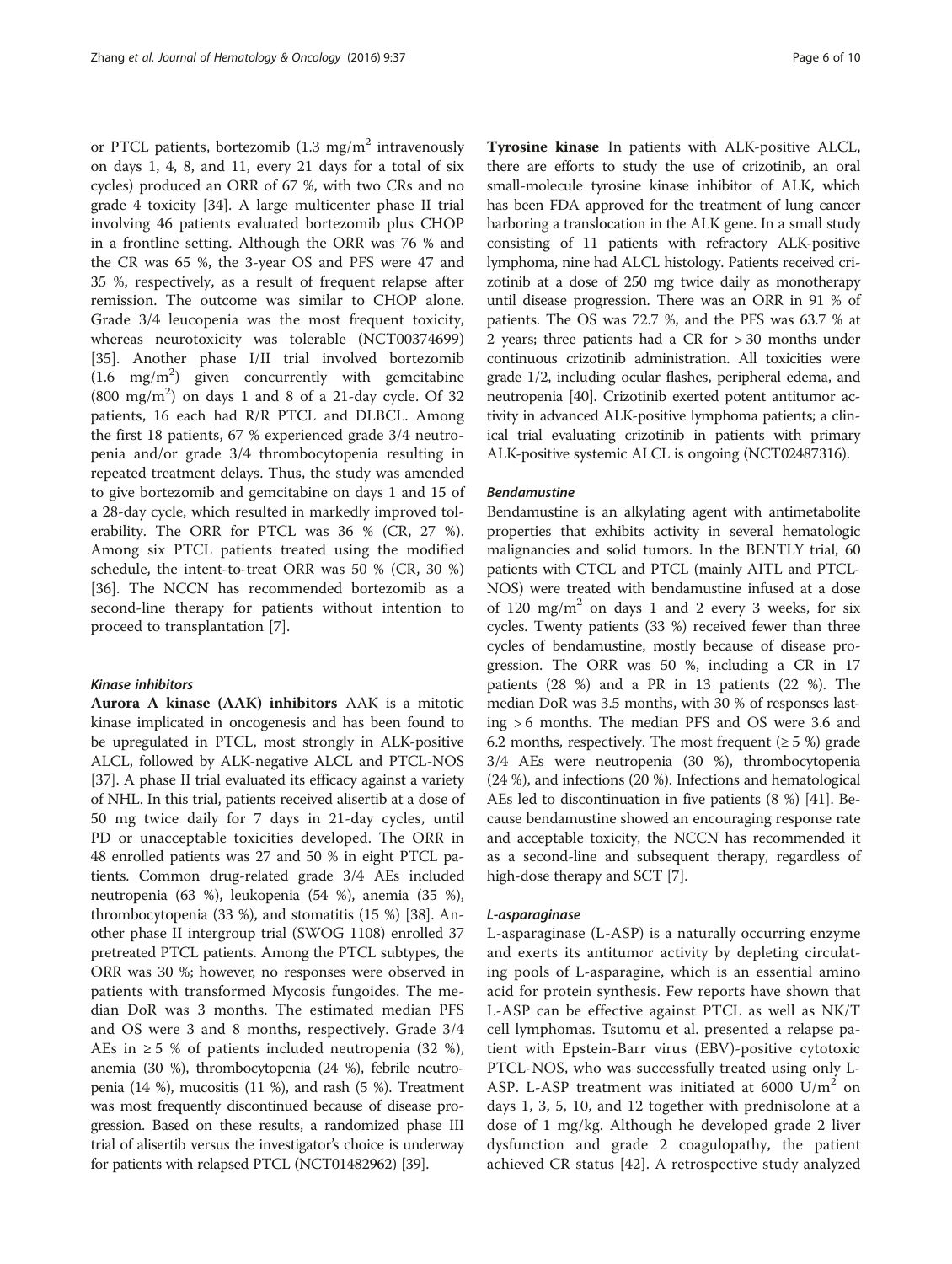or PTCL patients, bortezomib (1.3 mg/m$^2$ intravenously on days 1, 4, 8, and 11, every 21 days for a total of six cycles) produced an ORR of 67 %, with two CRs and no grade 4 toxicity [34]. A large multicenter phase II trial involving 46 patients evaluated bortezomib plus CHOP in a frontline setting. Although the ORR was 76 % and the CR was 65 %, the 3-year OS and PFS were 47 and 35 %, respectively, as a result of frequent relapse after remission. The outcome was similar to CHOP alone. Grade 3/4 leucopenia was the most frequent toxicity, whereas neurotoxicity was tolerable (NCT00374699) [35]. Another phase I/II trial involved bortezomib (1.6 mg/m$^2$) given concurrently with gemcitabine (800 mg/m$^2$) on days 1 and 8 of a 21-day cycle. Of 32 patients, 16 each had R/R PTCL and DLBCL. Among the first 18 patients, 67 % experienced grade 3/4 neutropenia and/or grade 3/4 thrombocytopenia resulting in repeated treatment delays. Thus, the study was amended to give bortezomib and gemcitabine on days 1 and 15 of a 28-day cycle, which resulted in markedly improved tolerability. The ORR for PTCL was 36 % (CR, 27 %). Among six PTCL patients treated using the modified schedule, the intent-to-treat ORR was 50 % (CR, 30 %) [36]. The NCCN has recommended bortezomib as a second-line therapy for patients without intention to proceed to transplantation [7].

#### *Kinase inhibitors*

**Aurora A kinase (AAK) inhibitors** AAK is a mitotic kinase implicated in oncogenesis and has been found to be upregulated in PTCL, most strongly in ALK-positive ALCL, followed by ALK-negative ALCL and PTCL-NOS [37]. A phase II trial evaluated its efficacy against a variety of NHL. In this trial, patients received alisertib at a dose of 50 mg twice daily for 7 days in 21-day cycles, until PD or unacceptable toxicities developed. The ORR in 48 enrolled patients was 27 and 50 % in eight PTCL patients. Common drug-related grade 3/4 AEs included neutropenia (63 %), leukopenia (54 %), anemia (35 %), thrombocytopenia (33 %), and stomatitis (15 %) [38]. Another phase II intergroup trial (SWOG 1108) enrolled 37 pretreated PTCL patients. Among the PTCL subtypes, the ORR was 30 %; however, no responses were observed in patients with transformed Mycosis fungoides. The median DoR was 3 months. The estimated median PFS and OS were 3 and 8 months, respectively. Grade 3/4 AEs in ≥ 5 % of patients included neutropenia (32 %), anemia (30 %), thrombocytopenia (24 %), febrile neutropenia (14 %), mucositis (11 %), and rash (5 %). Treatment was most frequently discontinued because of disease progression. Based on these results, a randomized phase III trial of alisertib versus the investigator's choice is underway for patients with relapsed PTCL (NCT01482962) [39].

**Tyrosine kinase** In patients with ALK-positive ALCL, there are efforts to study the use of crizotinib, an oral small-molecule tyrosine kinase inhibitor of ALK, which has been FDA approved for the treatment of lung cancer harboring a translocation in the ALK gene. In a small study consisting of 11 patients with refractory ALK-positive lymphoma, nine had ALCL histology. Patients received crizotinib at a dose of 250 mg twice daily as monotherapy until disease progression. There was an ORR in 91 % of patients. The OS was 72.7 %, and the PFS was 63.7 % at 2 years; three patients had a CR for > 30 months under continuous crizotinib administration. All toxicities were grade 1/2, including ocular flashes, peripheral edema, and neutropenia [40]. Crizotinib exerted potent antitumor activity in advanced ALK-positive lymphoma patients; a clinical trial evaluating crizotinib in patients with primary ALK-positive systemic ALCL is ongoing (NCT02487316).

#### *Bendamustine*

Bendamustine is an alkylating agent with antimetabolite properties that exhibits activity in several hematologic malignancies and solid tumors. In the BENTLY trial, 60 patients with CTCL and PTCL (mainly AITL and PTCL-NOS) were treated with bendamustine infused at a dose of 120 mg/m$^2$ on days 1 and 2 every 3 weeks, for six cycles. Twenty patients (33 %) received fewer than three cycles of bendamustine, mostly because of disease progression. The ORR was 50 %, including a CR in 17 patients (28 %) and a PR in 13 patients (22 %). The median DoR was 3.5 months, with 30 % of responses lasting > 6 months. The median PFS and OS were 3.6 and 6.2 months, respectively. The most frequent (≥ 5 %) grade 3/4 AEs were neutropenia (30 %), thrombocytopenia (24 %), and infections (20 %). Infections and hematological AEs led to discontinuation in five patients (8 %) [41]. Because bendamustine showed an encouraging response rate and acceptable toxicity, the NCCN has recommended it as a second-line and subsequent therapy, regardless of high-dose therapy and SCT [7].

#### *L-asparaginase*

L-asparaginase (L-ASP) is a naturally occurring enzyme and exerts its antitumor activity by depleting circulating pools of L-asparagine, which is an essential amino acid for protein synthesis. Few reports have shown that L-ASP can be effective against PTCL as well as NK/T cell lymphomas. Tsutomu et al. presented a relapse patient with Epstein-Barr virus (EBV)-positive cytotoxic PTCL-NOS, who was successfully treated using only L-ASP. L-ASP treatment was initiated at 6000 U/m$^2$ on days 1, 3, 5, 10, and 12 together with prednisolone at a dose of 1 mg/kg. Although he developed grade 2 liver dysfunction and grade 2 coagulopathy, the patient achieved CR status [42]. A retrospective study analyzed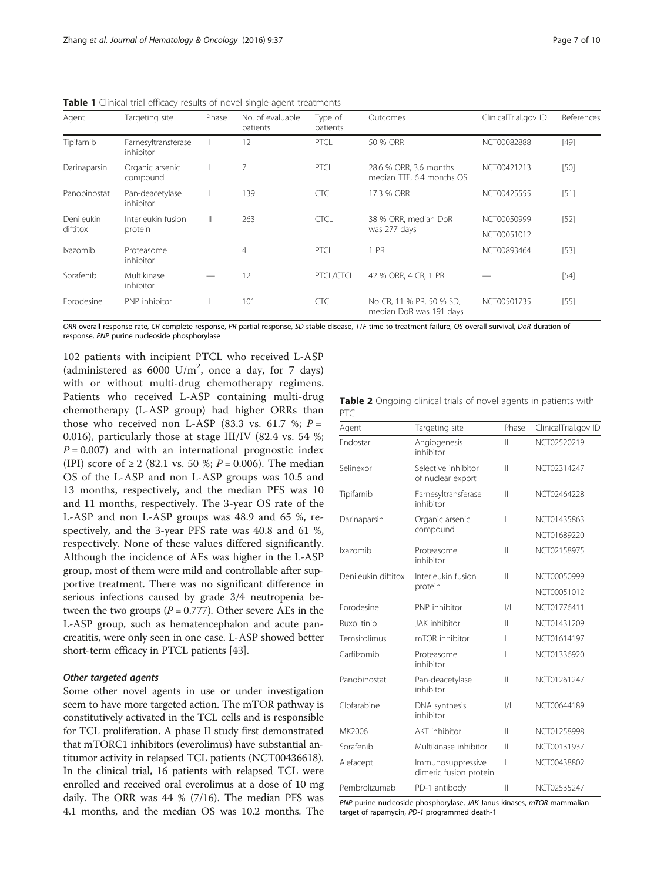**Table 1** Clinical trial efficacy results of novel single-agent treatments

| Agent | Targeting site | Phase | No. of evaluable patients | Type of patients | Outcomes | ClinicalTrial.gov ID | References |
|---|---|---|---|---|---|---|---|
| Tipifarnib | Farnesyltransferase inhibitor | II | 12 | PTCL | 50 % ORR | NCT00082888 | [49] |
| Darinaparsin | Organic arsenic compound | II | 7 | PTCL | 28.6 % ORR, 3.6 months median TTF, 6.4 months OS | NCT00421213 | [50] |
| Panobinostat | Pan-deacetylase inhibitor | II | 139 | CTCL | 17.3 % ORR | NCT00425555 | [51] |
| Denileukin diftitox | Interleukin fusion protein | III | 263 | CTCL | 38 % ORR, median DoR was 277 days | NCT00050999<br>NCT00051012 | [52] |
| Ixazomib | Proteasome inhibitor | I | 4 | PTCL | 1 PR | NCT00893464 | [53] |
| Sorafenib | Multikinase inhibitor | — | 12 | PTCL/CTCL | 42 % ORR, 4 CR, 1 PR | — | [54] |
| Forodesine | PNP inhibitor | II | 101 | CTCL | No CR, 11 % PR, 50 % SD, median DoR was 191 days | NCT00501735 | [55] |

*ORR* overall response rate, *CR* complete response, *PR* partial response, *SD* stable disease, *TTF* time to treatment failure, *OS* overall survival, *DoR* duration of response, *PNP* purine nucleoside phosphorylase

102 patients with incipient PTCL who received L-ASP (administered as 6000 U/$m^2$, once a day, for 7 days) with or without multi-drug chemotherapy regimens. Patients who received L-ASP containing multi-drug chemotherapy (L-ASP group) had higher ORRs than those who received non L-ASP (83.3 vs. 61.7 %; $P = 0.016$), particularly those at stage III/IV (82.4 vs. 54 %; $P = 0.007$) and with an international prognostic index (IPI) score of ≥ 2 (82.1 vs. 50 %; $P = 0.006$). The median OS of the L-ASP and non L-ASP groups was 10.5 and 13 months, respectively, and the median PFS was 10 and 11 months, respectively. The 3-year OS rate of the L-ASP and non L-ASP groups was 48.9 and 65 %, respectively, and the 3-year PFS rate was 40.8 and 61 %, respectively. None of these values differed significantly. Although the incidence of AEs was higher in the L-ASP group, most of them were mild and controllable after supportive treatment. There was no significant difference in serious infections caused by grade 3/4 neutropenia between the two groups ($P = 0.777$). Other severe AEs in the L-ASP group, such as hematencephalon and acute pancreatitis, were only seen in one case. L-ASP showed better short-term efficacy in PTCL patients [43].

#### *Other targeted agents*

Some other novel agents in use or under investigation seem to have more targeted action. The mTOR pathway is constitutively activated in the TCL cells and is responsible for TCL proliferation. A phase II study first demonstrated that mTORC1 inhibitors (everolimus) have substantial antitumor activity in relapsed TCL patients (NCT00436618). In the clinical trial, 16 patients with relapsed TCL were enrolled and received oral everolimus at a dose of 10 mg daily. The ORR was 44 % (7/16). The median PFS was 4.1 months, and the median OS was 10.2 months. The

**Table 2** Ongoing clinical trials of novel agents in patients with PTCL

| Agent | Targeting site | Phase | ClinicalTrial.gov ID |
|---|---|---|---|
| Endostar | Angiogenesis inhibitor | II | NCT02520219 |
| Selinexor | Selective inhibitor of nuclear export | II | NCT02314247 |
| Tipifarnib | Farnesyltransferase inhibitor | II | NCT02464228 |
| Darinaparsin | Organic arsenic compound | I | NCT01435863<br>NCT01689220 |
| Ixazomib | Proteasome inhibitor | II | NCT02158975 |
| Denileukin diftitox | Interleukin fusion protein | II | NCT00050999<br>NCT00051012 |
| Forodesine | PNP inhibitor | I/II | NCT01776411 |
| Ruxolitinib | JAK inhibitor | II | NCT01431209 |
| Temsirolimus | mTOR inhibitor | I | NCT01614197 |
| Carfilzomib | Proteasome inhibitor | I | NCT01336920 |
| Panobinostat | Pan-deacetylase inhibitor | II | NCT01261247 |
| Clofarabine | DNA synthesis inhibitor | I/II | NCT00644189 |
| MK2006 | AKT inhibitor | II | NCT01258998 |
| Sorafenib | Multikinase inhibitor | II | NCT00131937 |
| Alefacept | Immunosuppressive dimeric fusion protein | I | NCT00438802 |
| Pembrolizumab | PD-1 antibody | II | NCT02535247 |

*PNP* purine nucleoside phosphorylase, *JAK* Janus kinases, *mTOR* mammalian target of rapamycin, *PD-1* programmed death-1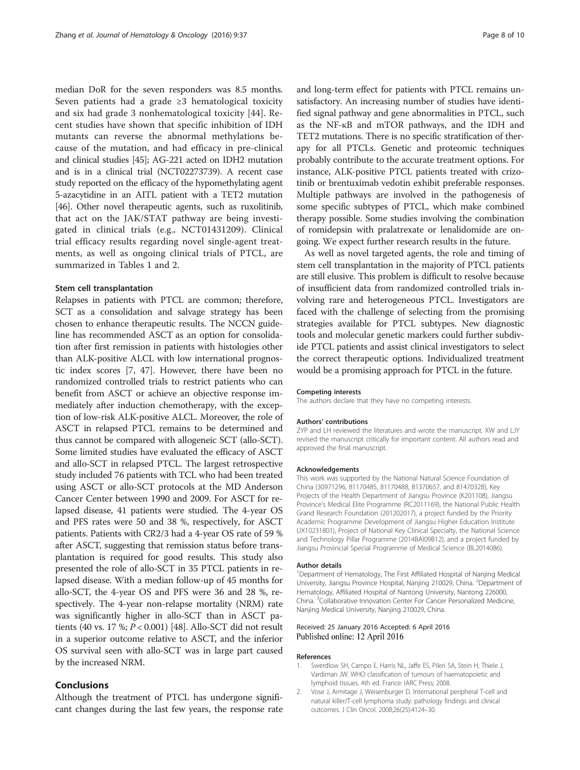median DoR for the seven responders was 8.5 months. Seven patients had a grade ≥3 hematological toxicity and six had grade 3 nonhematological toxicity [44]. Recent studies have shown that specific inhibition of IDH mutants can reverse the abnormal methylations because of the mutation, and had efficacy in pre-clinical and clinical studies [45]; AG-221 acted on IDH2 mutation and is in a clinical trial (NCT02273739). A recent case study reported on the efficacy of the hypomethylating agent 5-azacytidine in an AITL patient with a TET2 mutation [46]. Other novel therapeutic agents, such as ruxolitinib, that act on the JAK/STAT pathway are being investigated in clinical trials (e.g., NCT01431209). Clinical trial efficacy results regarding novel single-agent treatments, as well as ongoing clinical trials of PTCL, are summarized in Tables 1 and 2.

### Stem cell transplantation

Relapses in patients with PTCL are common; therefore, SCT as a consolidation and salvage strategy has been chosen to enhance therapeutic results. The NCCN guideline has recommended ASCT as an option for consolidation after first remission in patients with histologies other than ALK-positive ALCL with low international prognostic index scores [7, 47]. However, there have been no randomized controlled trials to restrict patients who can benefit from ASCT or achieve an objective response immediately after induction chemotherapy, with the exception of low-risk ALK-positive ALCL. Moreover, the role of ASCT in relapsed PTCL remains to be determined and thus cannot be compared with allogeneic SCT (allo-SCT). Some limited studies have evaluated the efficacy of ASCT and allo-SCT in relapsed PTCL. The largest retrospective study included 76 patients with TCL who had been treated using ASCT or allo-SCT protocols at the MD Anderson Cancer Center between 1990 and 2009. For ASCT for relapsed disease, 41 patients were studied. The 4-year OS and PFS rates were 50 and 38 %, respectively, for ASCT patients. Patients with CR2/3 had a 4-year OS rate of 59 % after ASCT, suggesting that remission status before transplantation is required for good results. This study also presented the role of allo-SCT in 35 PTCL patients in relapsed disease. With a median follow-up of 45 months for allo-SCT, the 4-year OS and PFS were 36 and 28 %, respectively. The 4-year non-relapse mortality (NRM) rate was significantly higher in allo-SCT than in ASCT patients (40 vs. 17 %; $P < 0.001$) [48]. Allo-SCT did not result in a superior outcome relative to ASCT, and the inferior OS survival seen with allo-SCT was in large part caused by the increased NRM.

## Conclusions

Although the treatment of PTCL has undergone significant changes during the last few years, the response rate and long-term effect for patients with PTCL remains unsatisfactory. An increasing number of studies have identified signal pathway and gene abnormalities in PTCL, such as the NF-κB and mTOR pathways, and the IDH and TET2 mutations. There is no specific stratification of therapy for all PTCLs. Genetic and proteomic techniques probably contribute to the accurate treatment options. For instance, ALK-positive PTCL patients treated with crizotinib or brentuximab vedotin exhibit preferable responses. Multiple pathways are involved in the pathogenesis of some specific subtypes of PTCL, which make combined therapy possible. Some studies involving the combination of romidepsin with pralatrexate or lenalidomide are ongoing. We expect further research results in the future.

As well as novel targeted agents, the role and timing of stem cell transplantation in the majority of PTCL patients are still elusive. This problem is difficult to resolve because of insufficient data from randomized controlled trials involving rare and heterogeneous PTCL. Investigators are faced with the challenge of selecting from the promising strategies available for PTCL subtypes. New diagnostic tools and molecular genetic markers could further subdivide PTCL patients and assist clinical investigators to select the correct therapeutic options. Individualized treatment would be a promising approach for PTCL in the future.

#### Competing interests
The authors declare that they have no competing interests.

#### Authors' contributions
ZYP and LH reviewed the literatures and wrote the manuscript. XW and LJY revised the manuscript critically for important content. All authors read and approved the final manuscript.

#### Acknowledgements
This work was supported by the National Natural Science Foundation of China (30971296, 81170485, 81170488, 81370657, and 81470328), Key Projects of the Health Department of Jiangsu Province (K201108), Jiangsu Province's Medical Elite Programme (RC2011169), the National Public Health Grand Research Foundation (201202017), a project funded by the Priority Academic Programme Development of Jiangsu Higher Education Institute (JX10231801), Project of National Key Clinical Specialty, the National Science and Technology Pillar Programme (2014BAI09B12), and a project funded by Jiangsu Provincial Special Programme of Medical Science (BL2014086).

#### Author details
[1]Department of Hematology, The First Affiliated Hospital of Nanjing Medical University, Jiangsu Province Hospital, Nanjing 210029, China. [2]Department of Hematology, Affiliated Hospital of Nantong University, Nantong 226000, China. [3]Collaborative Innovation Center For Cancer Personalized Medicine, Nanjing Medical University, Nanjing 210029, China.

Received: 25 January 2016 Accepted: 6 April 2016
Published online: 12 April 2016

#### References
1. Swerdlow SH, Campo E, Harris NL, Jaffe ES, Pileri SA, Stein H, Thiele J, Vardiman JW. WHO classification of tumours of haematopoietic and lymphoid tissues. 4th ed. France: IARC Press; 2008.
2. Vose J, Armitage J, Weisenburger D. International peripheral T-cell and natural killer/T-cell lymphoma study: pathology findings and clinical outcomes. J Clin Oncol. 2008;26(25):4124–30.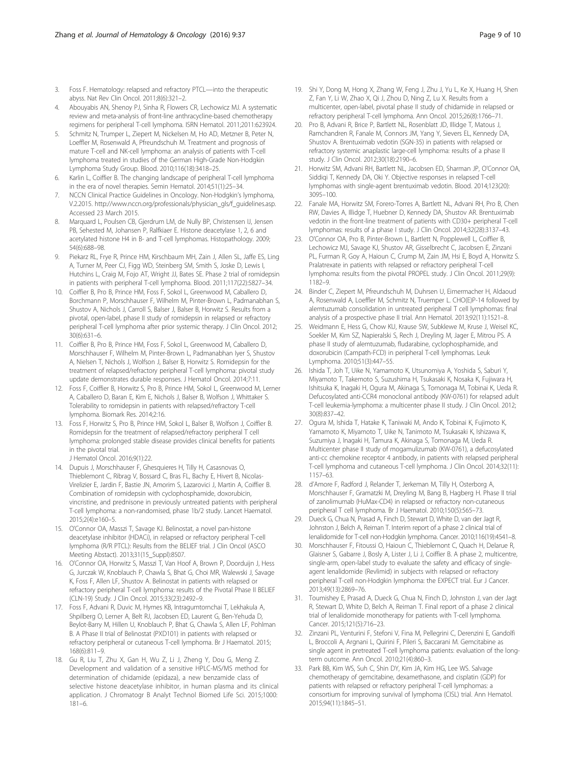3. Foss F. Hematology: relapsed and refractory PTCL—into the therapeutic abyss. Nat Rev Clin Oncol. 2011;8(6):321–2.
4. Abouyabis AN, Shenoy PJ, Sinha R, Flowers CR, Lechowicz MJ. A systematic review and meta-analysis of front-line anthracycline-based chemotherapy regimens for peripheral T-cell lymphoma. ISRN Hematol. 2011;2011:623924.
5. Schmitz N, Trumper L, Ziepert M, Nickelsen M, Ho AD, Metzner B, Peter N, Loeffler M, Rosenwald A, Pfreundschuh M. Treatment and prognosis of mature T-cell and NK-cell lymphoma: an analysis of patients with T-cell lymphoma treated in studies of the German High-Grade Non-Hodgkin Lymphoma Study Group. Blood. 2010;116(18):3418–25.
6. Karlin L, Coiffier B. The changing landscape of peripheral T-cell lymphoma in the era of novel therapies. Semin Hematol. 2014;51(1):25–34.
7. NCCN Clinical Practice Guidelines in Oncology. Non-Hodgkin's lymphoma, V.2.2015. http://www.nccn.org/professionals/physician_gls/f_guidelines.asp. Accessed 23 March 2015.
8. Marquard L, Poulsen CB, Gjerdrum LM, de Nully BP, Christensen IJ, Jensen PB, Sehested M, Johansen P, Ralfkiaer E. Histone deacetylase 1, 2, 6 and acetylated histone H4 in B- and T-cell lymphomas. Histopathology. 2009; 54(6):688–98.
9. Piekarz RL, Frye R, Prince HM, Kirschbaum MH, Zain J, Allen SL, Jaffe ES, Ling A, Turner M, Peer CJ, Figg WD, Steinberg SM, Smith S, Joske D, Lewis I, Hutchins L, Craig M, Fojo AT, Wright JJ, Bates SE. Phase 2 trial of romidepsin in patients with peripheral T-cell lymphoma. Blood. 2011;117(22):5827–34.
10. Coiffier B, Pro B, Prince HM, Foss F, Sokol L, Greenwood M, Caballero D, Borchmann P, Morschhauser F, Wilhelm M, Pinter-Brown L, Padmanabhan S, Shustov A, Nichols J, Carroll S, Balser J, Balser B, Horwitz S. Results from a pivotal, open-label, phase II study of romidepsin in relapsed or refractory peripheral T-cell lymphoma after prior systemic therapy. J Clin Oncol. 2012; 30(6):631–6.
11. Coiffier B, Pro B, Prince HM, Foss F, Sokol L, Greenwood M, Caballero D, Morschhauser F, Wilhelm M, Pinter-Brown L, Padmanabhan Iyer S, Shustov A, Nielsen T, Nichols J, Wolfson J, Balser B, Horwitz S. Romidepsin for the treatment of relapsed/refractory peripheral T-cell lymphoma: pivotal study update demonstrates durable responses. J Hematol Oncol. 2014;7:11.
12. Foss F, Coiffier B, Horwitz S, Pro B, Prince HM, Sokol L, Greenwood M, Lerner A, Caballero D, Baran E, Kim E, Nichols J, Balser B, Wolfson J, Whittaker S. Tolerability to romidepsin in patients with relapsed/refractory T-cell lymphoma. Biomark Res. 2014;2:16.
13. Foss F, Horwitz S, Pro B, Prince HM, Sokol L, Balser B, Wolfson J, Coiffier B. Romidepsin for the treatment of relapsed/refractory peripheral T cell lymphoma: prolonged stable disease provides clinical benefits for patients in the pivotal trial. J Hematol Oncol. 2016;9(1):22.
14. Dupuis J, Morschhauser F, Ghesquieres H, Tilly H, Casasnovas O, Thieblemont C, Ribrag V, Bossard C, Bras FL, Bachy E, Hivert B, Nicolas-Virelizier E, Jardin F, Bastie JN, Amorim S, Lazarovici J, Martin A, Coiffier B. Combination of romidepsin with cyclophosphamide, doxorubicin, vincristine, and prednisone in previously untreated patients with peripheral T-cell lymphoma: a non-randomised, phase 1b/2 study. Lancet Haematol. 2015;2(4):e160–5.
15. O'Connor OA, Masszi T, Savage KJ. Belinostat, a novel pan-histone deacetylase inhibitor (HDACi), in relapsed or refractory peripheral T-cell lymphoma (R/R PTCL): Results from the BELIEF trial. J Clin Oncol (ASCO Meeting Abstact). 2013;31(15_Suppl):8507.
16. O'Connor OA, Horwitz S, Masszi T, Van Hoof A, Brown P, Doorduijn J, Hess G, Jurczak W, Knoblauch P, Chawla S, Bhat G, Choi MR, Walewski J, Savage K, Foss F, Allen LF, Shustov A. Belinostat in patients with relapsed or refractory peripheral T-cell lymphoma: results of the Pivotal Phase II BELIEF (CLN-19) Study. J Clin Oncol. 2015;33(23):2492–9.
17. Foss F, Advani R, Duvic M, Hymes KB, Intragumtornchai T, Lekhakula A, Shpilberg O, Lerner A, Belt RJ, Jacobsen ED, Laurent G, Ben-Yehuda D, Beylot-Barry M, Hillen U, Knoblauch P, Bhat G, Chawla S, Allen LF, Pohlman B. A Phase II trial of Belinostat (PXD101) in patients with relapsed or refractory peripheral or cutaneous T-cell lymphoma. Br J Haematol. 2015; 168(6):811–9.
18. Gu R, Liu T, Zhu X, Gan H, Wu Z, Li J, Zheng Y, Dou G, Meng Z. Development and validation of a sensitive HPLC-MS/MS method for determination of chidamide (epidaza), a new benzamide class of selective histone deacetylase inhibitor, in human plasma and its clinical application. J Chromatogr B Analyt Technol Biomed Life Sci. 2015;1000: 181–6.
19. Shi Y, Dong M, Hong X, Zhang W, Feng J, Zhu J, Yu L, Ke X, Huang H, Shen Z, Fan Y, Li W, Zhao X, Qi J, Zhou D, Ning Z, Lu X. Results from a multicenter, open-label, pivotal phase II study of chidamide in relapsed or refractory peripheral T-cell lymphoma. Ann Oncol. 2015;26(8):1766–71.
20. Pro B, Advani R, Brice P, Bartlett NL, Rosenblatt JD, Illidge T, Matous J, Ramchandren R, Fanale M, Connors JM, Yang Y, Sievers EL, Kennedy DA, Shustov A. Brentuximab vedotin (SGN-35) in patients with relapsed or refractory systemic anaplastic large-cell lymphoma: results of a phase II study. J Clin Oncol. 2012;30(18):2190–6.
21. Horwitz SM, Advani RH, Bartlett NL, Jacobsen ED, Sharman JP, O'Connor OA, Siddiqi T, Kennedy DA, Oki Y. Objective responses in relapsed T-cell lymphomas with single-agent brentuximab vedotin. Blood. 2014;123(20): 3095–100.
22. Fanale MA, Horwitz SM, Forero-Torres A, Bartlett NL, Advani RH, Pro B, Chen RW, Davies A, Illidge T, Huebner D, Kennedy DA, Shustov AR. Brentuximab vedotin in the front-line treatment of patients with CD30+ peripheral T-cell lymphomas: results of a phase I study. J Clin Oncol. 2014;32(28):3137–43.
23. O'Connor OA, Pro B, Pinter-Brown L, Bartlett N, Popplewell L, Coiffier B, Lechowicz MJ, Savage KJ, Shustov AR, Gisselbrecht C, Jacobsen E, Zinzani PL, Furman R, Goy A, Haioun C, Crump M, Zain JM, Hsi E, Boyd A, Horwitz S. Pralatrexate in patients with relapsed or refractory peripheral T-cell lymphoma: results from the pivotal PROPEL study. J Clin Oncol. 2011;29(9): 1182–9.
24. Binder C, Ziepert M, Pfreundschuh M, Duhrsen U, Eimermacher H, Aldaoud A, Rosenwald A, Loeffler M, Schmitz N, Truemper L. CHO(E)P-14 followed by alemtuzumab consolidation in untreated peripheral T cell lymphomas: final analysis of a prospective phase II trial. Ann Hematol. 2013;92(11):1521–8.
25. Weidmann E, Hess G, Chow KU, Krause SW, Subklewe M, Kruse J, Weisel KC, Soekler M, Kim SZ, Napieralski S, Rech J, Dreyling M, Jager E, Mitrou PS. A phase II study of alemtuzumab, fludarabine, cyclophosphamide, and doxorubicin (Campath-FCD) in peripheral T-cell lymphomas. Leuk Lymphoma. 2010;51(3):447–55.
26. Ishida T, Joh T, Uike N, Yamamoto K, Utsunomiya A, Yoshida S, Saburi Y, Miyamoto T, Takemoto S, Suzushima H, Tsukasaki K, Nosaka K, Fujiwara H, Ishitsuka K, Inagaki H, Ogura M, Akinaga S, Tomonaga M, Tobinai K, Ueda R. Defucosylated anti-CCR4 monoclonal antibody (KW-0761) for relapsed adult T-cell leukemia-lymphoma: a multicenter phase II study. J Clin Oncol. 2012; 30(8):837–42.
27. Ogura M, Ishida T, Hatake K, Taniwaki M, Ando K, Tobinai K, Fujimoto K, Yamamoto K, Miyamoto T, Uike N, Tanimoto M, Tsukasaki K, Ishizawa K, Suzumiya J, Inagaki H, Tamura K, Akinaga S, Tomonaga M, Ueda R. Multicenter phase II study of mogamulizumab (KW-0761), a defucosylated anti-cc chemokine receptor 4 antibody, in patients with relapsed peripheral T-cell lymphoma and cutaneous T-cell lymphoma. J Clin Oncol. 2014;32(11): 1157–63.
28. d'Amore F, Radford J, Relander T, Jerkeman M, Tilly H, Osterborg A, Morschhauser F, Gramatzki M, Dreyling M, Bang B, Hagberg H. Phase II trial of zanolimumab (HuMax-CD4) in relapsed or refractory non-cutaneous peripheral T cell lymphoma. Br J Haematol. 2010;150(5):565–73.
29. Dueck G, Chua N, Prasad A, Finch D, Stewart D, White D, van der Jagt R, Johnston J, Belch A, Reiman T. Interim report of a phase 2 clinical trial of lenalidomide for T-cell non-Hodgkin lymphoma. Cancer. 2010;116(19):4541–8.
30. Morschhauser F, Fitoussi O, Haioun C, Thieblemont C, Quach H, Delarue R, Glaisner S, Gabarre J, Bosly A, Lister J, Li J, Coiffier B. A phase 2, multicentre, single-arm, open-label study to evaluate the safety and efficacy of single-agent lenalidomide (Revlimid) in subjects with relapsed or refractory peripheral T-cell non-Hodgkin lymphoma: the EXPECT trial. Eur J Cancer. 2013;49(13):2869–76.
31. Toumishey E, Prasad A, Dueck G, Chua N, Finch D, Johnston J, van der Jagt R, Stewart D, White D, Belch A, Reiman T. Final report of a phase 2 clinical trial of lenalidomide monotherapy for patients with T-cell lymphoma. Cancer. 2015;121(5):716–23.
32. Zinzani PL, Venturini F, Stefoni V, Fina M, Pellegrini C, Derenzini E, Gandolfi L, Broccoli A, Argnani L, Quirini F, Pileri S, Baccarani M. Gemcitabine as single agent in pretreated T-cell lymphoma patients: evaluation of the long-term outcome. Ann Oncol. 2010;21(4):860–3.
33. Park BB, Kim WS, Suh C, Shin DY, Kim JA, Kim HG, Lee WS. Salvage chemotherapy of gemcitabine, dexamethasone, and cisplatin (GDP) for patients with relapsed or refractory peripheral T-cell lymphomas: a consortium for improving survival of lymphoma (CISL) trial. Ann Hematol. 2015;94(11):1845–51.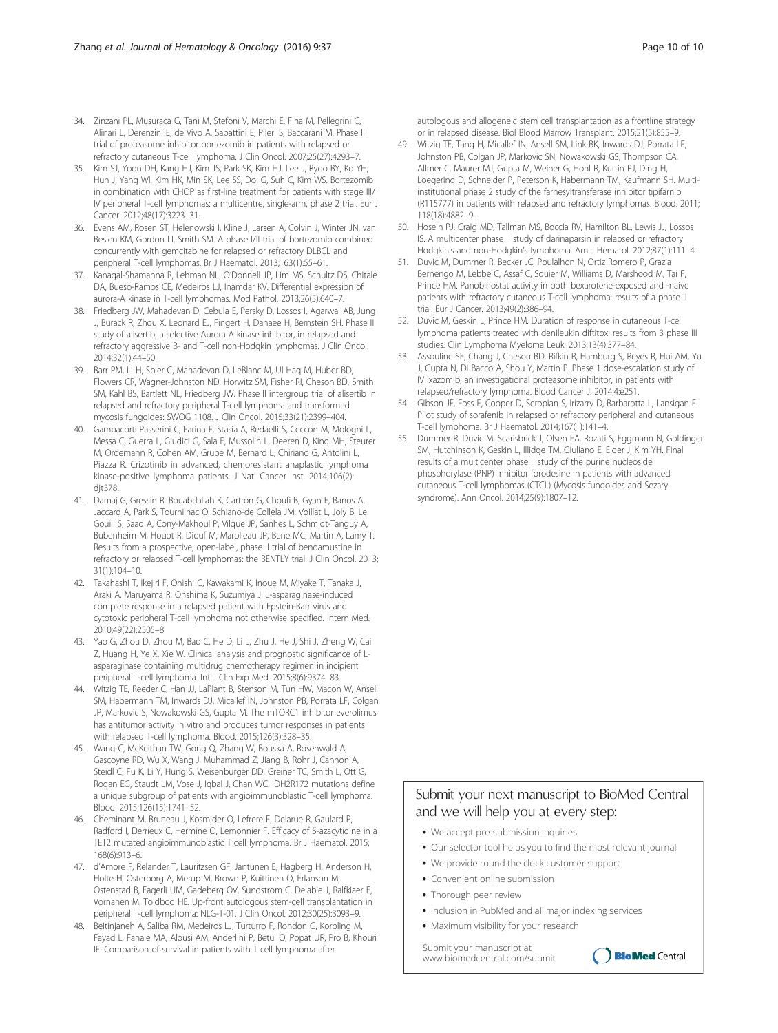34. Zinzani PL, Musuraca G, Tani M, Stefoni V, Marchi E, Fina M, Pellegrini C, Alinari L, Derenzini E, de Vivo A, Sabattini E, Pileri S, Baccarani M. Phase II trial of proteasome inhibitor bortezomib in patients with relapsed or refractory cutaneous T-cell lymphoma. J Clin Oncol. 2007;25(27):4293–7.
35. Kim SJ, Yoon DH, Kang HJ, Kim JS, Park SK, Kim HJ, Lee J, Ryoo BY, Ko YH, Huh J, Yang WI, Kim HK, Min SK, Lee SS, Do IG, Suh C, Kim WS. Bortezomib in combination with CHOP as first-line treatment for patients with stage III/IV peripheral T-cell lymphomas: a multicentre, single-arm, phase 2 trial. Eur J Cancer. 2012;48(17):3223–31.
36. Evens AM, Rosen ST, Helenowski I, Kline J, Larsen A, Colvin J, Winter JN, van Besien KM, Gordon LI, Smith SM. A phase I/II trial of bortezomib combined concurrently with gemcitabine for relapsed or refractory DLBCL and peripheral T-cell lymphomas. Br J Haematol. 2013;163(1):55–61.
37. Kanagal-Shamanna R, Lehman NL, O'Donnell JP, Lim MS, Schultz DS, Chitale DA, Bueso-Ramos CE, Medeiros LJ, Inamdar KV. Differential expression of aurora-A kinase in T-cell lymphomas. Mod Pathol. 2013;26(5):640–7.
38. Friedberg JW, Mahadevan D, Cebula E, Persky D, Lossos I, Agarwal AB, Jung J, Burack R, Zhou X, Leonard EJ, Fingert H, Danaee H, Bernstein SH. Phase II study of alisertib, a selective Aurora A kinase inhibitor, in relapsed and refractory aggressive B- and T-cell non-Hodgkin lymphomas. J Clin Oncol. 2014;32(1):44–50.
39. Barr PM, Li H, Spier C, Mahadevan D, LeBlanc M, Ul Haq M, Huber BD, Flowers CR, Wagner-Johnston ND, Horwitz SM, Fisher RI, Cheson BD, Smith SM, Kahl BS, Bartlett NL, Friedberg JW. Phase II intergroup trial of alisertib in relapsed and refractory peripheral T-cell lymphoma and transformed mycosis fungoides: SWOG 1108. J Clin Oncol. 2015;33(21):2399–404.
40. Gambacorti Passerini C, Farina F, Stasia A, Redaelli S, Ceccon M, Mologni L, Messa C, Guerra L, Giudici G, Sala E, Mussolin L, Deeren D, King MH, Steurer M, Ordemann R, Cohen AM, Grube M, Bernard L, Chiriano G, Antolini L, Piazza R. Crizotinib in advanced, chemoresistant anaplastic lymphoma kinase-positive lymphoma patients. J Natl Cancer Inst. 2014;106(2):djt378.
41. Damaj G, Gressin R, Bouabdallah K, Cartron G, Choufi B, Gyan E, Banos A, Jaccard A, Park S, Tournilhac O, Schiano-de Collela JM, Voillat L, Joly B, Le Gouill S, Saad A, Cony-Makhoul P, Vilque JP, Sanhes L, Schmidt-Tanguy A, Bubenheim M, Houot R, Diouf M, Marolleau JP, Bene MC, Martin A, Lamy T. Results from a prospective, open-label, phase II trial of bendamustine in refractory or relapsed T-cell lymphomas: the BENTLY trial. J Clin Oncol. 2013;31(1):104–10.
42. Takahashi T, Ikejiri F, Onishi C, Kawakami K, Inoue M, Miyake T, Tanaka J, Araki A, Maruyama R, Ohshima K, Suzumiya J. L-asparaginase-induced complete response in a relapsed patient with Epstein-Barr virus and cytotoxic peripheral T-cell lymphoma not otherwise specified. Intern Med. 2010;49(22):2505–8.
43. Yao G, Zhou D, Zhou M, Bao C, He D, Li L, Zhu J, He J, Shi J, Zheng W, Cai Z, Huang H, Ye X, Xie W. Clinical analysis and prognostic significance of L-asparaginase containing multidrug chemotherapy regimen in incipient peripheral T-cell lymphoma. Int J Clin Exp Med. 2015;8(6):9374–83.
44. Witzig TE, Reeder C, Han JJ, LaPlant B, Stenson M, Tun HW, Macon W, Ansell SM, Habermann TM, Inwards DJ, Micallef IN, Johnston PB, Porrata LF, Colgan JP, Markovic S, Nowakowski GS, Gupta M. The mTORC1 inhibitor everolimus has antitumor activity in vitro and produces tumor responses in patients with relapsed T-cell lymphoma. Blood. 2015;126(3):328–35.
45. Wang C, McKeithan TW, Gong Q, Zhang W, Bouska A, Rosenwald A, Gascoyne RD, Wu X, Wang J, Muhammad Z, Jiang B, Rohr J, Cannon A, Steidl C, Fu K, Li Y, Hung S, Weisenburger DD, Greiner TC, Smith L, Ott G, Rogan EG, Staudt LM, Vose J, Iqbal J, Chan WC. IDH2R172 mutations define a unique subgroup of patients with angioimmunoblastic T-cell lymphoma. Blood. 2015;126(15):1741–52.
46. Cheminant M, Bruneau J, Kosmider O, Lefrere F, Delarue R, Gaulard P, Radford I, Derrieux C, Hermine O, Lemonnier F. Efficacy of 5-azacytidine in a TET2 mutated angioimmunoblastic T cell lymphoma. Br J Haematol. 2015;168(6):913–6.
47. d'Amore F, Relander T, Lauritzsen GF, Jantunen E, Hagberg H, Anderson H, Holte H, Osterborg A, Merup M, Brown P, Kuittinen O, Erlanson M, Ostenstad B, Fagerli UM, Gadeberg OV, Sundstrom C, Delabie J, Ralfkiaer E, Vornanen M, Toldbod HE. Up-front autologous stem-cell transplantation in peripheral T-cell lymphoma: NLG-T-01. J Clin Oncol. 2012;30(25):3093–9.
48. Beitinjaneh A, Saliba RM, Medeiros LJ, Turturro F, Rondon G, Korbling M, Fayad L, Fanale MA, Alousi AM, Anderlini P, Betul O, Popat UR, Pro B, Khouri IF. Comparison of survival in patients with T cell lymphoma after autologous and allogeneic stem cell transplantation as a frontline strategy or in relapsed disease. Biol Blood Marrow Transplant. 2015;21(5):855–9.
49. Witzig TE, Tang H, Micallef IN, Ansell SM, Link BK, Inwards DJ, Porrata LF, Johnston PB, Colgan JP, Markovic SN, Nowakowski GS, Thompson CA, Allmer C, Maurer MJ, Gupta M, Weiner G, Hohl R, Kurtin PJ, Ding H, Loegering D, Schneider P, Peterson K, Habermann TM, Kaufmann SH. Multi-institutional phase 2 study of the farnesyltransferase inhibitor tipifarnib (R115777) in patients with relapsed and refractory lymphomas. Blood. 2011;118(18):4882–9.
50. Hosein PJ, Craig MD, Tallman MS, Boccia RV, Hamilton BL, Lewis JJ, Lossos IS. A multicenter phase II study of darinaparsin in relapsed or refractory Hodgkin's and non-Hodgkin's lymphoma. Am J Hematol. 2012;87(1):111–4.
51. Duvic M, Dummer R, Becker JC, Poulalhon N, Ortiz Romero P, Grazia Bernengo M, Lebbe C, Assaf C, Squier M, Williams D, Marshood M, Tai F, Prince HM. Panobinostat activity in both bexarotene-exposed and -naive patients with refractory cutaneous T-cell lymphoma: results of a phase II trial. Eur J Cancer. 2013;49(2):386–94.
52. Duvic M, Geskin L, Prince HM. Duration of response in cutaneous T-cell lymphoma patients treated with denileukin diftitox: results from 3 phase III studies. Clin Lymphoma Myeloma Leuk. 2013;13(4):377–84.
53. Assouline SE, Chang J, Cheson BD, Rifkin R, Hamburg S, Reyes R, Hui AM, Yu J, Gupta N, Di Bacco A, Shou Y, Martin P. Phase 1 dose-escalation study of IV ixazomib, an investigational proteasome inhibitor, in patients with relapsed/refractory lymphoma. Blood Cancer J. 2014;4:e251.
54. Gibson JF, Foss F, Cooper D, Seropian S, Irizarry D, Barbarotta L, Lansigan F. Pilot study of sorafenib in relapsed or refractory peripheral and cutaneous T-cell lymphoma. Br J Haematol. 2014;167(1):141–4.
55. Dummer R, Duvic M, Scarisbrick J, Olsen EA, Rozati S, Eggmann N, Goldinger SM, Hutchinson K, Geskin L, Illidge TM, Giuliano E, Elder J, Kim YH. Final results of a multicenter phase II study of the purine nucleoside phosphorylase (PNP) inhibitor forodesine in patients with advanced cutaneous T-cell lymphomas (CTCL) (Mycosis fungoides and Sezary syndrome). Ann Oncol. 2014;25(9):1807–12.

Submit your next manuscript to BioMed Central and we will help you at every step:

- We accept pre-submission inquiries
- Our selector tool helps you to find the most relevant journal
- We provide round the clock customer support
- Convenient online submission
- Thorough peer review
- Inclusion in PubMed and all major indexing services
- Maximum visibility for your research

Submit your manuscript at www.biomedcentral.com/submit

BioMed Central